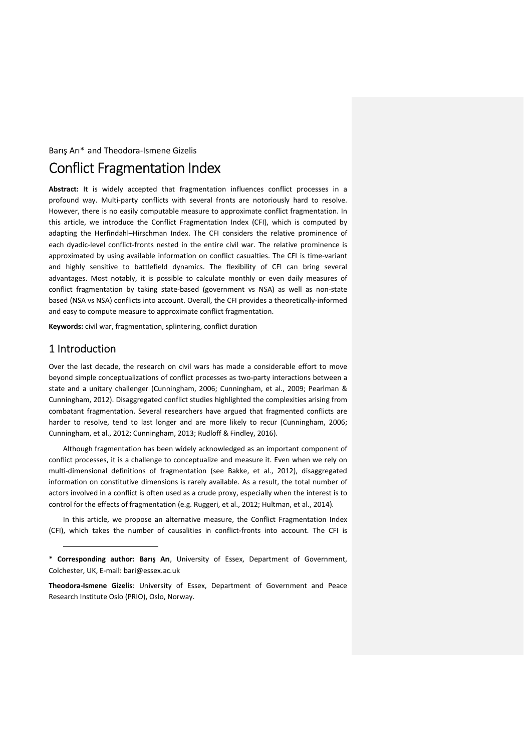Barış Arı* and Theodora-Ismene Gizelis

# Conflict Fragmentation Index

**Abstract:** It is widely accepted that fragmentation influences conflict processes in a profound way. Multi-party conflicts with several fronts are notoriously hard to resolve. However, there is no easily computable measure to approximate conflict fragmentation. In this article, we introduce the Conflict Fragmentation Index (CFI), which is computed by adapting the Herfindahl–Hirschman Index. The CFI considers the relative prominence of each dyadic-level conflict-fronts nested in the entire civil war. The relative prominence is approximated by using available information on conflict casualties. The CFI is time-variant and highly sensitive to battlefield dynamics. The flexibility of CFI can bring several advantages. Most notably, it is possible to calculate monthly or even daily measures of conflict fragmentation by taking state-based (government vs NSA) as well as non-state based (NSA vs NSA) conflicts into account. Overall, the CFI provides a theoretically-informed and easy to compute measure to approximate conflict fragmentation.

**Keywords:** civil war, fragmentation, splintering, conflict duration

## 1 Introduction

Over the last decade, the research on civil wars has made a considerable effort to move beyond simple conceptualizations of conflict processes as two-party interactions between a state and a unitary challenger (Cunningham, 2006; Cunningham, et al., 2009; Pearlman & Cunningham, 2012). Disaggregated conflict studies highlighted the complexities arising from combatant fragmentation. Several researchers have argued that fragmented conflicts are harder to resolve, tend to last longer and are more likely to recur (Cunningham, 2006; Cunningham, et al., 2012; Cunningham, 2013; Rudloff & Findley, 2016).

Although fragmentation has been widely acknowledged as an important component of conflict processes, it is a challenge to conceptualize and measure it. Even when we rely on multi-dimensional definitions of fragmentation (see Bakke, et al., 2012), disaggregated information on constitutive dimensions is rarely available. As a result, the total number of actors involved in a conflict is often used as a crude proxy, especially when the interest is to control for the effects of fragmentation (e.g. Ruggeri, et al., 2012; Hultman, et al., 2014).

In this article, we propose an alternative measure, the Conflict Fragmentation Index (CFI), which takes the number of causalities in conflict-fronts into account. The CFI is

---

\* **Corresponding author: Barış Arı**, University of Essex, Department of Government, Colchester, UK, E-mail: bari@essex.ac.uk

**Theodora-Ismene Gizelis**: University of Essex, Department of Government and Peace Research Institute Oslo (PRIO), Oslo, Norway.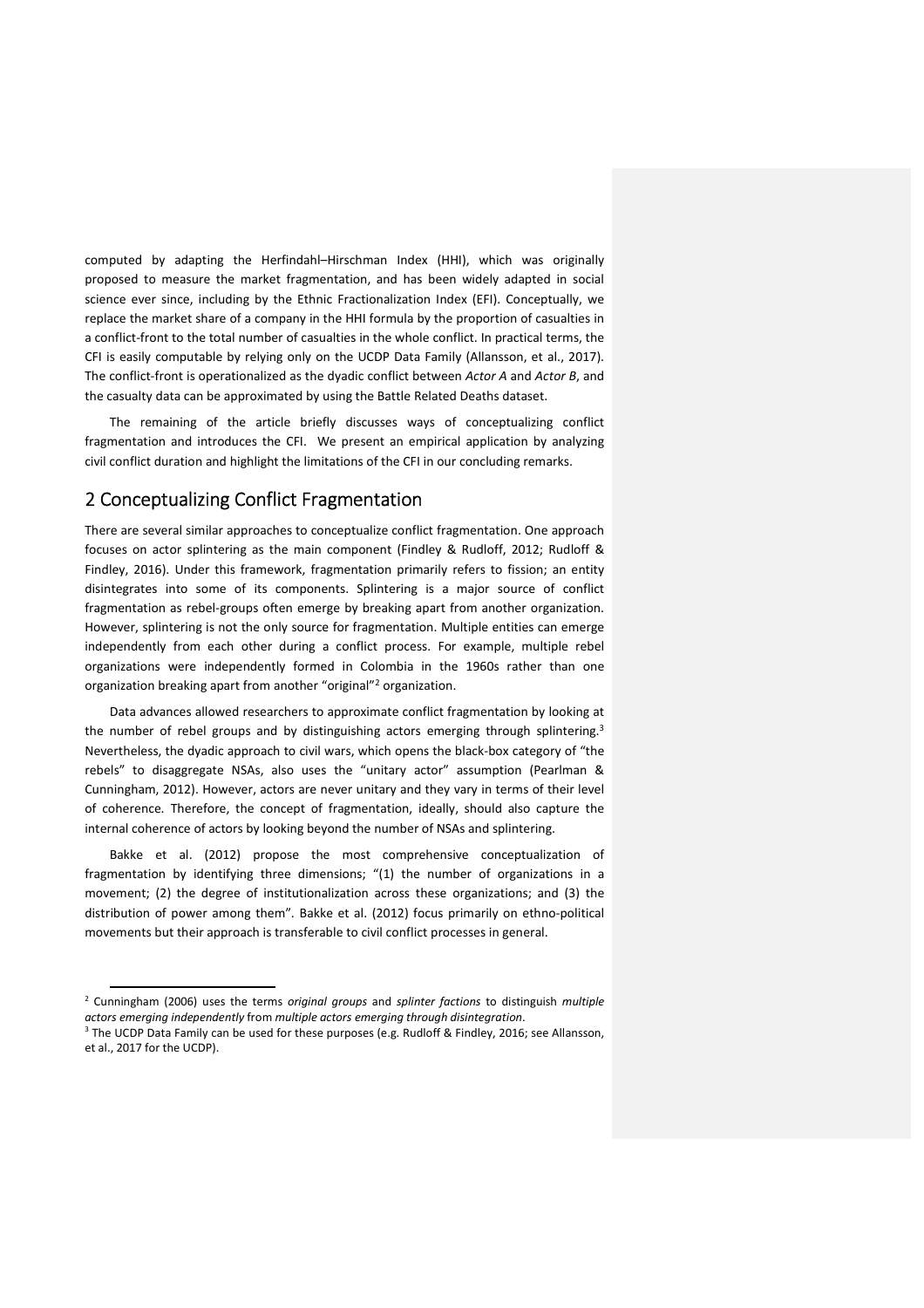computed by adapting the Herfindahl–Hirschman Index (HHI), which was originally proposed to measure the market fragmentation, and has been widely adapted in social science ever since, including by the Ethnic Fractionalization Index (EFI). Conceptually, we replace the market share of a company in the HHI formula by the proportion of casualties in a conflict-front to the total number of casualties in the whole conflict. In practical terms, the CFI is easily computable by relying only on the UCDP Data Family (Allansson, et al., 2017). The conflict-front is operationalized as the dyadic conflict between *Actor A* and *Actor B*, and the casualty data can be approximated by using the Battle Related Deaths dataset.

The remaining of the article briefly discusses ways of conceptualizing conflict fragmentation and introduces the CFI. We present an empirical application by analyzing civil conflict duration and highlight the limitations of the CFI in our concluding remarks.

## 2 Conceptualizing Conflict Fragmentation

There are several similar approaches to conceptualize conflict fragmentation. One approach focuses on actor splintering as the main component (Findley & Rudloff, 2012; Rudloff & Findley, 2016). Under this framework, fragmentation primarily refers to fission; an entity disintegrates into some of its components. Splintering is a major source of conflict fragmentation as rebel-groups often emerge by breaking apart from another organization. However, splintering is not the only source for fragmentation. Multiple entities can emerge independently from each other during a conflict process. For example, multiple rebel organizations were independently formed in Colombia in the 1960s rather than one organization breaking apart from another "original"[2] organization.

Data advances allowed researchers to approximate conflict fragmentation by looking at the number of rebel groups and by distinguishing actors emerging through splintering.[3] Nevertheless, the dyadic approach to civil wars, which opens the black-box category of "the rebels" to disaggregate NSAs, also uses the "unitary actor" assumption (Pearlman & Cunningham, 2012). However, actors are never unitary and they vary in terms of their level of coherence. Therefore, the concept of fragmentation, ideally, should also capture the internal coherence of actors by looking beyond the number of NSAs and splintering.

Bakke et al. (2012) propose the most comprehensive conceptualization of fragmentation by identifying three dimensions; "(1) the number of organizations in a movement; (2) the degree of institutionalization across these organizations; and (3) the distribution of power among them". Bakke et al. (2012) focus primarily on ethno-political movements but their approach is transferable to civil conflict processes in general.

---

[2] Cunningham (2006) uses the terms *original groups* and *splinter factions* to distinguish *multiple actors emerging independently* from *multiple actors emerging through disintegration*.

[3] The UCDP Data Family can be used for these purposes (e.g. Rudloff & Findley, 2016; see Allansson, et al., 2017 for the UCDP).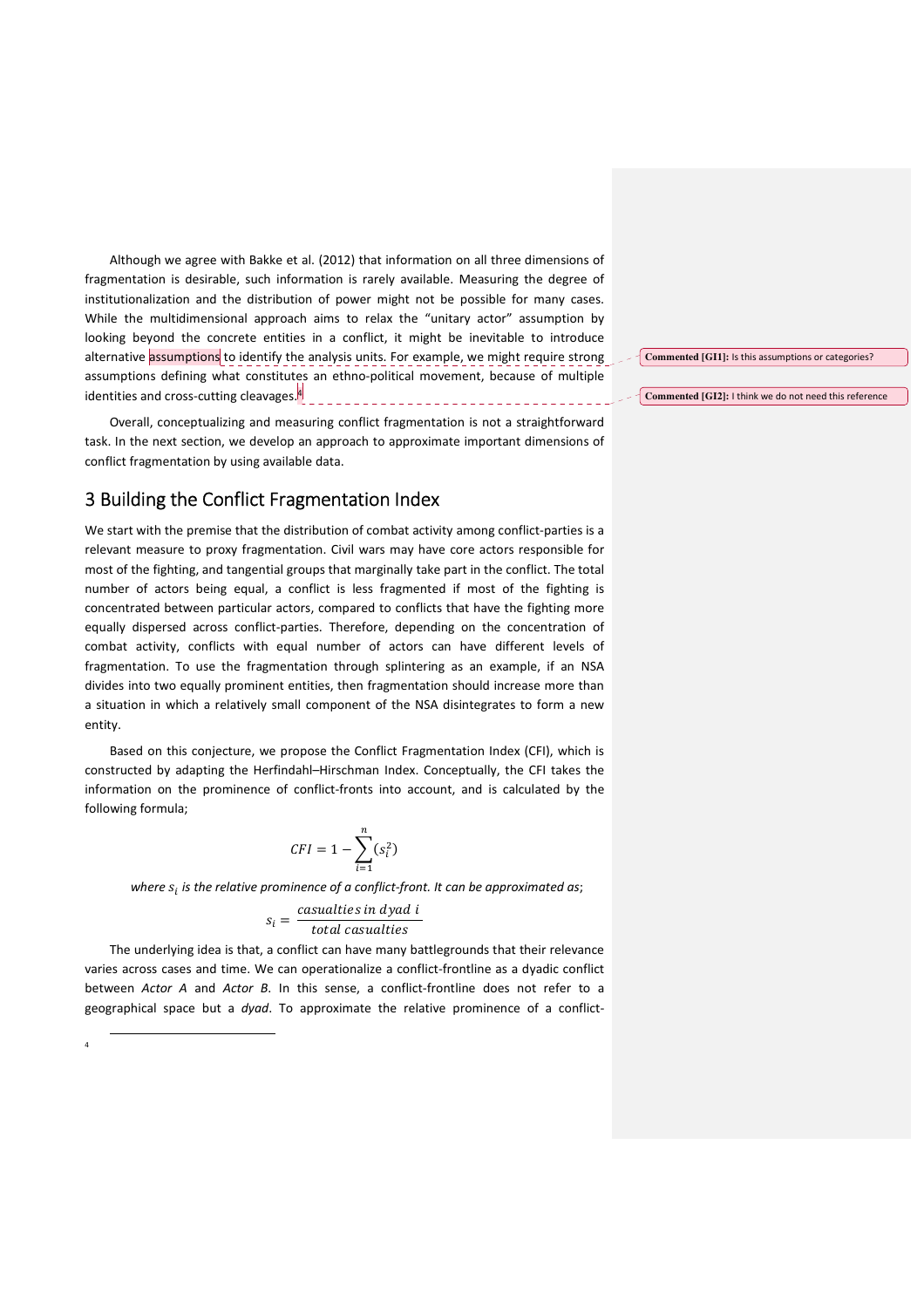Although we agree with Bakke et al. (2012) that information on all three dimensions of fragmentation is desirable, such information is rarely available. Measuring the degree of institutionalization and the distribution of power might not be possible for many cases. While the multidimensional approach aims to relax the "unitary actor" assumption by looking beyond the concrete entities in a conflict, it might be inevitable to introduce alternative assumptions to identify the analysis units. For example, we might require strong assumptions defining what constitutes an ethno-political movement, because of multiple identities and cross-cutting cleavages.[4]

Overall, conceptualizing and measuring conflict fragmentation is not a straightforward task. In the next section, we develop an approach to approximate important dimensions of conflict fragmentation by using available data.

## 3 Building the Conflict Fragmentation Index

We start with the premise that the distribution of combat activity among conflict-parties is a relevant measure to proxy fragmentation. Civil wars may have core actors responsible for most of the fighting, and tangential groups that marginally take part in the conflict. The total number of actors being equal, a conflict is less fragmented if most of the fighting is concentrated between particular actors, compared to conflicts that have the fighting more equally dispersed across conflict-parties. Therefore, depending on the concentration of combat activity, conflicts with equal number of actors can have different levels of fragmentation. To use the fragmentation through splintering as an example, if an NSA divides into two equally prominent entities, then fragmentation should increase more than a situation in which a relatively small component of the NSA disintegrates to form a new entity.

Based on this conjecture, we propose the Conflict Fragmentation Index (CFI), which is constructed by adapting the Herfindahl–Hirschman Index. Conceptually, the CFI takes the information on the prominence of conflict-fronts into account, and is calculated by the following formula;

$$CFI = 1 - \sum_{i=1}^{n} (s_i^2)$$

*where $s_i$ is the relative prominence of a conflict-front. It can be approximated as*;

$$s_i = \frac{casualties\ in\ dyad\ i}{total\ casualties}$$

The underlying idea is that, a conflict can have many battlegrounds that their relevance varies across cases and time. We can operationalize a conflict-frontline as a dyadic conflict between *Actor A* and *Actor B*. In this sense, a conflict-frontline does not refer to a geographical space but a *dyad*. To approximate the relative prominence of a conflict-

[4]

Commented [GI1]: Is this assumptions or categories?

Commented [GI2]: I think we do not need this reference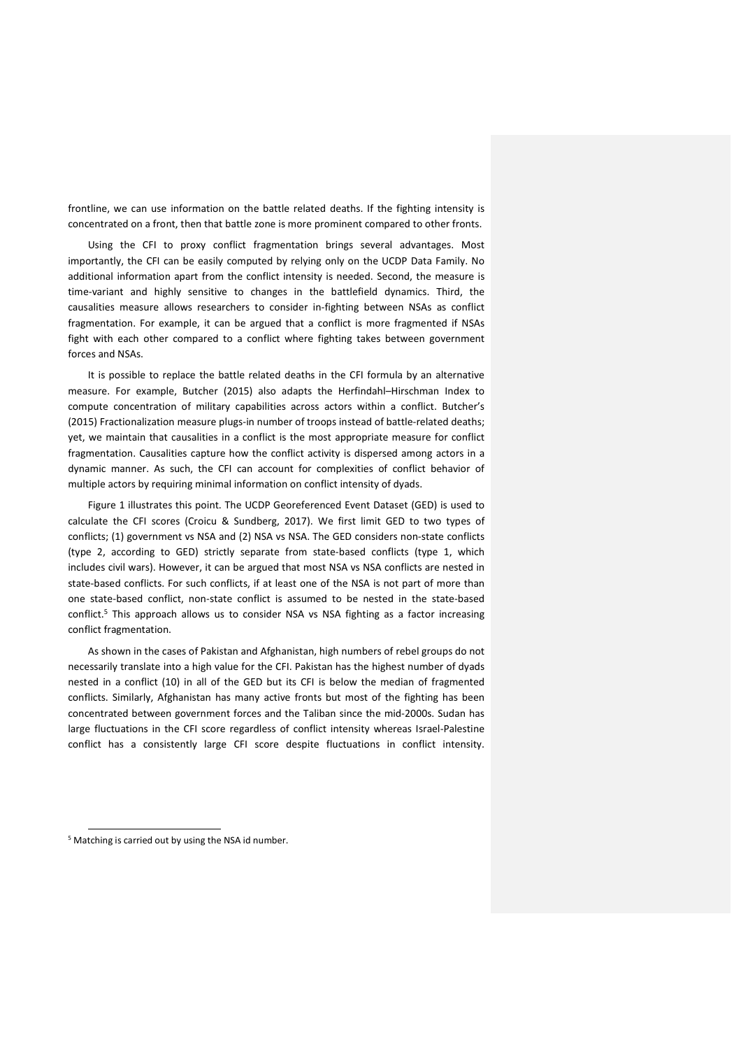frontline, we can use information on the battle related deaths. If the fighting intensity is concentrated on a front, then that battle zone is more prominent compared to other fronts.

Using the CFI to proxy conflict fragmentation brings several advantages. Most importantly, the CFI can be easily computed by relying only on the UCDP Data Family. No additional information apart from the conflict intensity is needed. Second, the measure is time-variant and highly sensitive to changes in the battlefield dynamics. Third, the causalities measure allows researchers to consider in-fighting between NSAs as conflict fragmentation. For example, it can be argued that a conflict is more fragmented if NSAs fight with each other compared to a conflict where fighting takes between government forces and NSAs.

It is possible to replace the battle related deaths in the CFI formula by an alternative measure. For example, Butcher (2015) also adapts the Herfindahl–Hirschman Index to compute concentration of military capabilities across actors within a conflict. Butcher's (2015) Fractionalization measure plugs-in number of troops instead of battle-related deaths; yet, we maintain that causalities in a conflict is the most appropriate measure for conflict fragmentation. Causalities capture how the conflict activity is dispersed among actors in a dynamic manner. As such, the CFI can account for complexities of conflict behavior of multiple actors by requiring minimal information on conflict intensity of dyads.

Figure 1 illustrates this point. The UCDP Georeferenced Event Dataset (GED) is used to calculate the CFI scores (Croicu & Sundberg, 2017). We first limit GED to two types of conflicts; (1) government vs NSA and (2) NSA vs NSA. The GED considers non-state conflicts (type 2, according to GED) strictly separate from state-based conflicts (type 1, which includes civil wars). However, it can be argued that most NSA vs NSA conflicts are nested in state-based conflicts. For such conflicts, if at least one of the NSA is not part of more than one state-based conflict, non-state conflict is assumed to be nested in the state-based conflict.[5] This approach allows us to consider NSA vs NSA fighting as a factor increasing conflict fragmentation.

As shown in the cases of Pakistan and Afghanistan, high numbers of rebel groups do not necessarily translate into a high value for the CFI. Pakistan has the highest number of dyads nested in a conflict (10) in all of the GED but its CFI is below the median of fragmented conflicts. Similarly, Afghanistan has many active fronts but most of the fighting has been concentrated between government forces and the Taliban since the mid-2000s. Sudan has large fluctuations in the CFI score regardless of conflict intensity whereas Israel-Palestine conflict has a consistently large CFI score despite fluctuations in conflict intensity.

[5] Matching is carried out by using the NSA id number.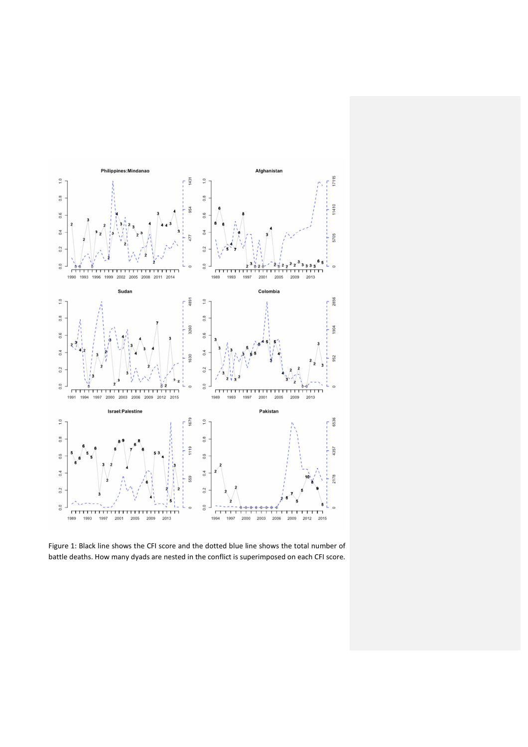Figure 1: Black line shows the CFI score and the dotted blue line shows the total number of battle deaths. How many dyads are nested in the conflict is superimposed on each CFI score.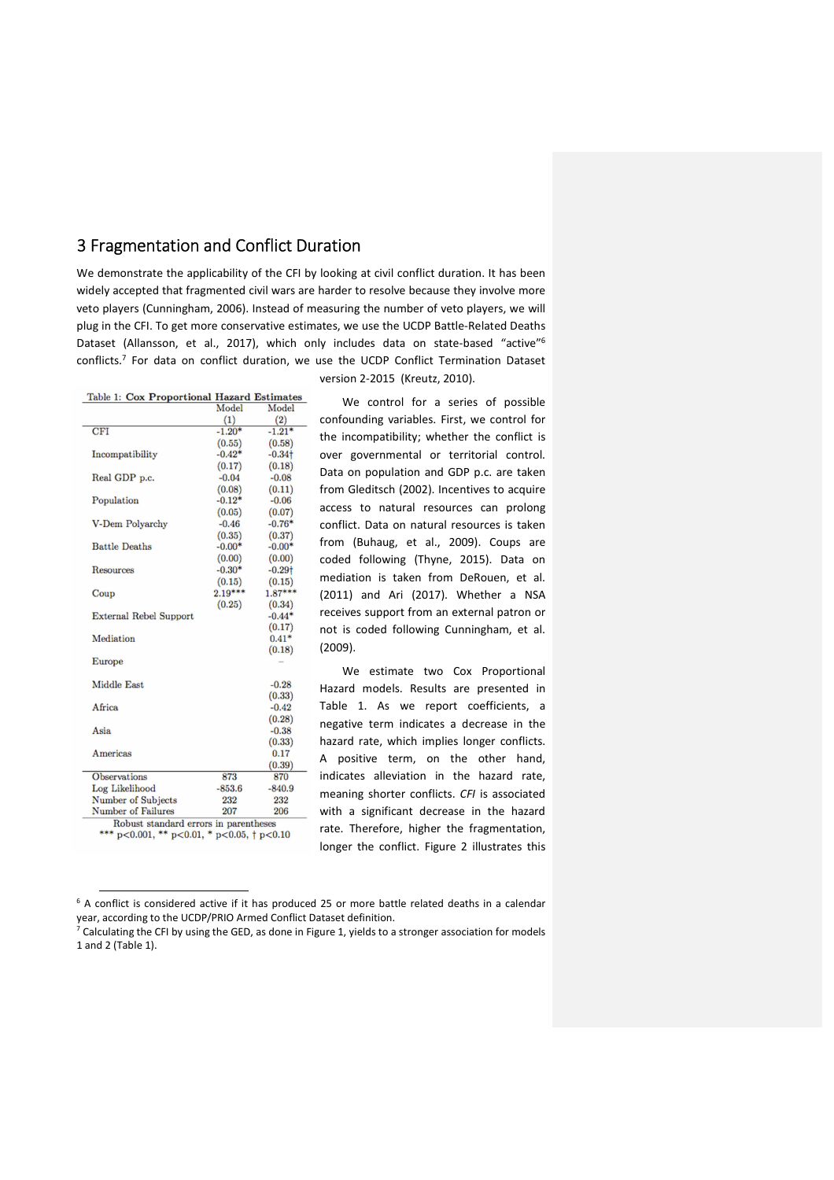## 3 Fragmentation and Conflict Duration

We demonstrate the applicability of the CFI by looking at civil conflict duration. It has been widely accepted that fragmented civil wars are harder to resolve because they involve more veto players (Cunningham, 2006). Instead of measuring the number of veto players, we will plug in the CFI. To get more conservative estimates, we use the UCDP Battle-Related Deaths Dataset (Allansson, et al., 2017), which only includes data on state-based "active"[6] conflicts.[7] For data on conflict duration, we use the UCDP Conflict Termination Dataset version 2-2015 (Kreutz, 2010).

Table 1: **Cox Proportional Hazard Estimates**

| | Model (1) | Model (2) |
|---|---|---|
| CFI | -1.20* | -1.21* |
| | (0.55) | (0.58) |
| Incompatibility | -0.42* | -0.34† |
| | (0.17) | (0.18) |
| Real GDP p.c. | -0.04 | -0.08 |
| | (0.08) | (0.11) |
| Population | -0.12* | -0.06 |
| | (0.05) | (0.07) |
| V-Dem Polyarchy | -0.46 | -0.76* |
| | (0.35) | (0.37) |
| Battle Deaths | -0.00* | -0.00* |
| | (0.00) | (0.00) |
| Resources | -0.30* | -0.29† |
| | (0.15) | (0.15) |
| Coup | 2.19*** | 1.87*** |
| | (0.25) | (0.34) |
| External Rebel Support | | -0.44* |
| | | (0.17) |
| Mediation | | 0.41* |
| | | (0.18) |
| Europe | | – |
| Middle East | | -0.28 |
| | | (0.33) |
| Africa | | -0.42 |
| | | (0.28) |
| Asia | | -0.38 |
| | | (0.33) |
| Americas | | 0.17 |
| | | (0.39) |
| Observations | 873 | 870 |
| Log Likelihood | -853.6 | -840.9 |
| Number of Subjects | 232 | 232 |
| Number of Failures | 207 | 206 |

Robust standard errors in parentheses
*** $p<0.001$, ** $p<0.01$, * $p<0.05$, † $p<0.10$

We control for a series of possible confounding variables. First, we control for the incompatibility; whether the conflict is over governmental or territorial control. Data on population and GDP p.c. are taken from Gleditsch (2002). Incentives to acquire access to natural resources can prolong conflict. Data on natural resources is taken from (Buhaug, et al., 2009). Coups are coded following (Thyne, 2015). Data on mediation is taken from DeRouen, et al. (2011) and Ari (2017). Whether a NSA receives support from an external patron or not is coded following Cunningham, et al. (2009).

We estimate two Cox Proportional Hazard models. Results are presented in Table 1. As we report coefficients, a negative term indicates a decrease in the hazard rate, which implies longer conflicts. A positive term, on the other hand, indicates alleviation in the hazard rate, meaning shorter conflicts. *CFI* is associated with a significant decrease in the hazard rate. Therefore, higher the fragmentation, longer the conflict. Figure 2 illustrates this

[6] A conflict is considered active if it has produced 25 or more battle related deaths in a calendar year, according to the UCDP/PRIO Armed Conflict Dataset definition.

[7] Calculating the CFI by using the GED, as done in Figure 1, yields to a stronger association for models 1 and 2 (Table 1).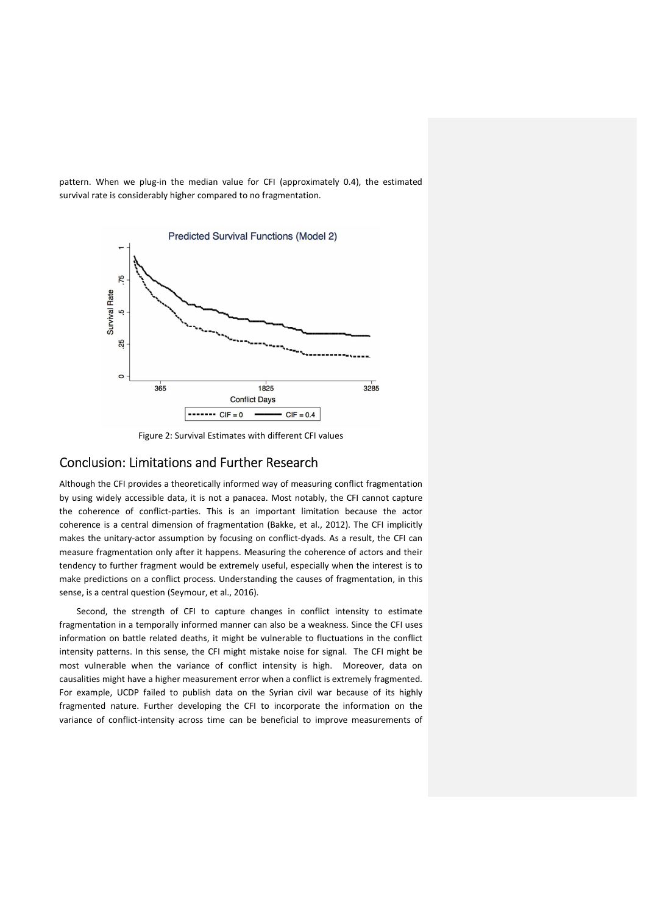pattern. When we plug-in the median value for CFI (approximately 0.4), the estimated survival rate is considerably higher compared to no fragmentation.

Figure 2: Survival Estimates with different CFI values

## Conclusion: Limitations and Further Research

Although the CFI provides a theoretically informed way of measuring conflict fragmentation by using widely accessible data, it is not a panacea. Most notably, the CFI cannot capture the coherence of conflict-parties. This is an important limitation because the actor coherence is a central dimension of fragmentation (Bakke, et al., 2012). The CFI implicitly makes the unitary-actor assumption by focusing on conflict-dyads. As a result, the CFI can measure fragmentation only after it happens. Measuring the coherence of actors and their tendency to further fragment would be extremely useful, especially when the interest is to make predictions on a conflict process. Understanding the causes of fragmentation, in this sense, is a central question (Seymour, et al., 2016).

Second, the strength of CFI to capture changes in conflict intensity to estimate fragmentation in a temporally informed manner can also be a weakness. Since the CFI uses information on battle related deaths, it might be vulnerable to fluctuations in the conflict intensity patterns. In this sense, the CFI might mistake noise for signal. The CFI might be most vulnerable when the variance of conflict intensity is high. Moreover, data on causalities might have a higher measurement error when a conflict is extremely fragmented. For example, UCDP failed to publish data on the Syrian civil war because of its highly fragmented nature. Further developing the CFI to incorporate the information on the variance of conflict-intensity across time can be beneficial to improve measurements of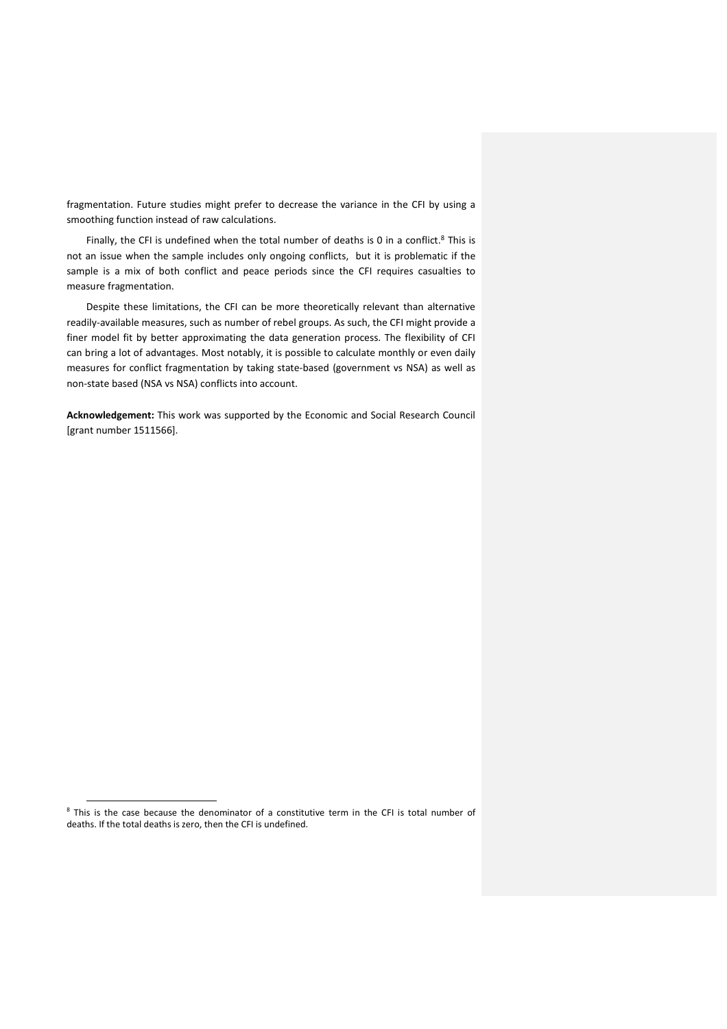fragmentation. Future studies might prefer to decrease the variance in the CFI by using a smoothing function instead of raw calculations.

Finally, the CFI is undefined when the total number of deaths is 0 in a conflict.[8] This is not an issue when the sample includes only ongoing conflicts, but it is problematic if the sample is a mix of both conflict and peace periods since the CFI requires casualties to measure fragmentation.

Despite these limitations, the CFI can be more theoretically relevant than alternative readily-available measures, such as number of rebel groups. As such, the CFI might provide a finer model fit by better approximating the data generation process. The flexibility of CFI can bring a lot of advantages. Most notably, it is possible to calculate monthly or even daily measures for conflict fragmentation by taking state-based (government vs NSA) as well as non-state based (NSA vs NSA) conflicts into account.

**Acknowledgement:** This work was supported by the Economic and Social Research Council [grant number 1511566].

[8] This is the case because the denominator of a constitutive term in the CFI is total number of deaths. If the total deaths is zero, then the CFI is undefined.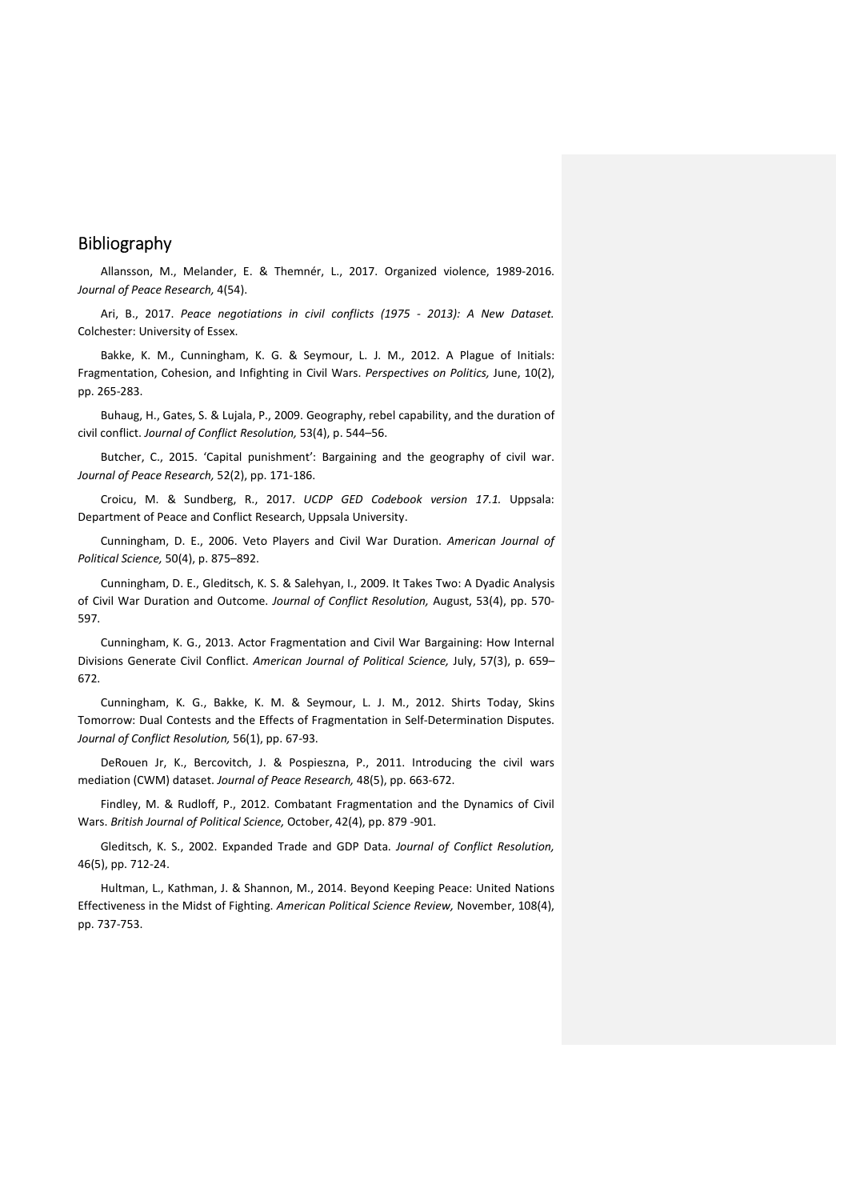## Bibliography

Allansson, M., Melander, E. & Themnér, L., 2017. Organized violence, 1989-2016. *Journal of Peace Research,* 4(54).

Ari, B., 2017. *Peace negotiations in civil conflicts (1975 - 2013): A New Dataset.* Colchester: University of Essex.

Bakke, K. M., Cunningham, K. G. & Seymour, L. J. M., 2012. A Plague of Initials: Fragmentation, Cohesion, and Infighting in Civil Wars. *Perspectives on Politics,* June, 10(2), pp. 265-283.

Buhaug, H., Gates, S. & Lujala, P., 2009. Geography, rebel capability, and the duration of civil conflict. *Journal of Conflict Resolution,* 53(4), p. 544–56.

Butcher, C., 2015. 'Capital punishment': Bargaining and the geography of civil war. *Journal of Peace Research,* 52(2), pp. 171-186.

Croicu, M. & Sundberg, R., 2017. *UCDP GED Codebook version 17.1.* Uppsala: Department of Peace and Conflict Research, Uppsala University.

Cunningham, D. E., 2006. Veto Players and Civil War Duration. *American Journal of Political Science,* 50(4), p. 875–892.

Cunningham, D. E., Gleditsch, K. S. & Salehyan, I., 2009. It Takes Two: A Dyadic Analysis of Civil War Duration and Outcome. *Journal of Conflict Resolution,* August, 53(4), pp. 570-597.

Cunningham, K. G., 2013. Actor Fragmentation and Civil War Bargaining: How Internal Divisions Generate Civil Conflict. *American Journal of Political Science,* July, 57(3), p. 659–672.

Cunningham, K. G., Bakke, K. M. & Seymour, L. J. M., 2012. Shirts Today, Skins Tomorrow: Dual Contests and the Effects of Fragmentation in Self-Determination Disputes. *Journal of Conflict Resolution,* 56(1), pp. 67-93.

DeRouen Jr, K., Bercovitch, J. & Pospieszna, P., 2011. Introducing the civil wars mediation (CWM) dataset. *Journal of Peace Research,* 48(5), pp. 663-672.

Findley, M. & Rudloff, P., 2012. Combatant Fragmentation and the Dynamics of Civil Wars. *British Journal of Political Science,* October, 42(4), pp. 879 -901.

Gleditsch, K. S., 2002. Expanded Trade and GDP Data. *Journal of Conflict Resolution,* 46(5), pp. 712-24.

Hultman, L., Kathman, J. & Shannon, M., 2014. Beyond Keeping Peace: United Nations Effectiveness in the Midst of Fighting. *American Political Science Review,* November, 108(4), pp. 737-753.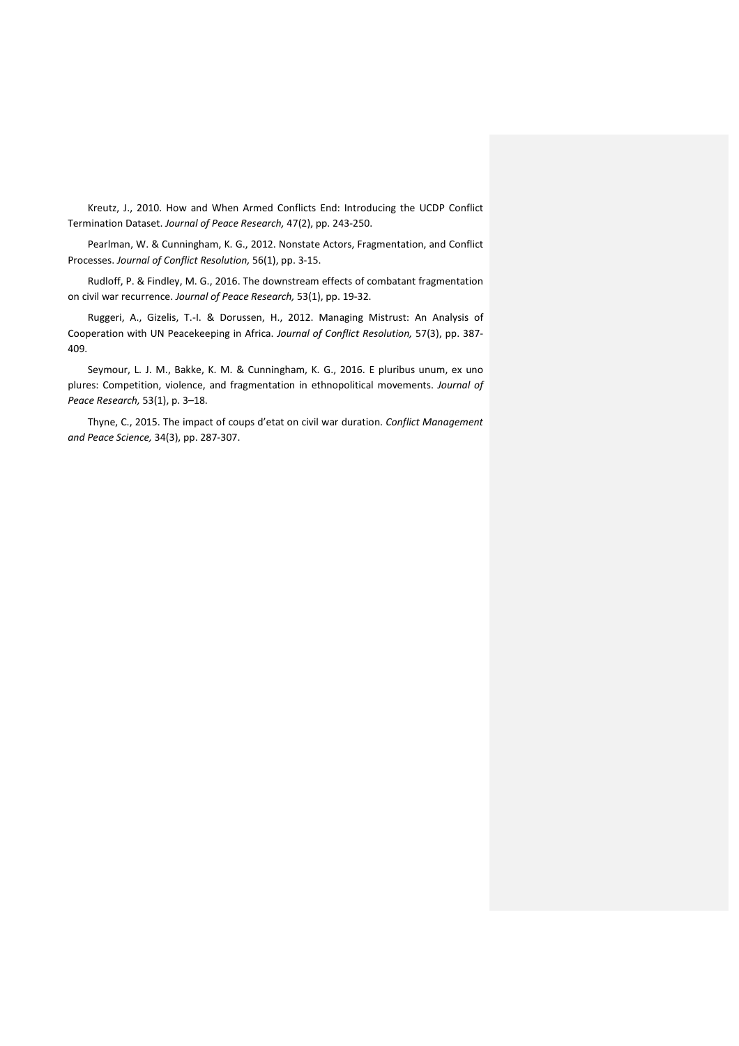Kreutz, J., 2010. How and When Armed Conflicts End: Introducing the UCDP Conflict Termination Dataset. *Journal of Peace Research,* 47(2), pp. 243-250.

Pearlman, W. & Cunningham, K. G., 2012. Nonstate Actors, Fragmentation, and Conflict Processes. *Journal of Conflict Resolution,* 56(1), pp. 3-15.

Rudloff, P. & Findley, M. G., 2016. The downstream effects of combatant fragmentation on civil war recurrence. *Journal of Peace Research,* 53(1), pp. 19-32.

Ruggeri, A., Gizelis, T.-I. & Dorussen, H., 2012. Managing Mistrust: An Analysis of Cooperation with UN Peacekeeping in Africa. *Journal of Conflict Resolution,* 57(3), pp. 387-409.

Seymour, L. J. M., Bakke, K. M. & Cunningham, K. G., 2016. E pluribus unum, ex uno plures: Competition, violence, and fragmentation in ethnopolitical movements. *Journal of Peace Research,* 53(1), p. 3–18.

Thyne, C., 2015. The impact of coups d'etat on civil war duration. *Conflict Management and Peace Science,* 34(3), pp. 287-307.